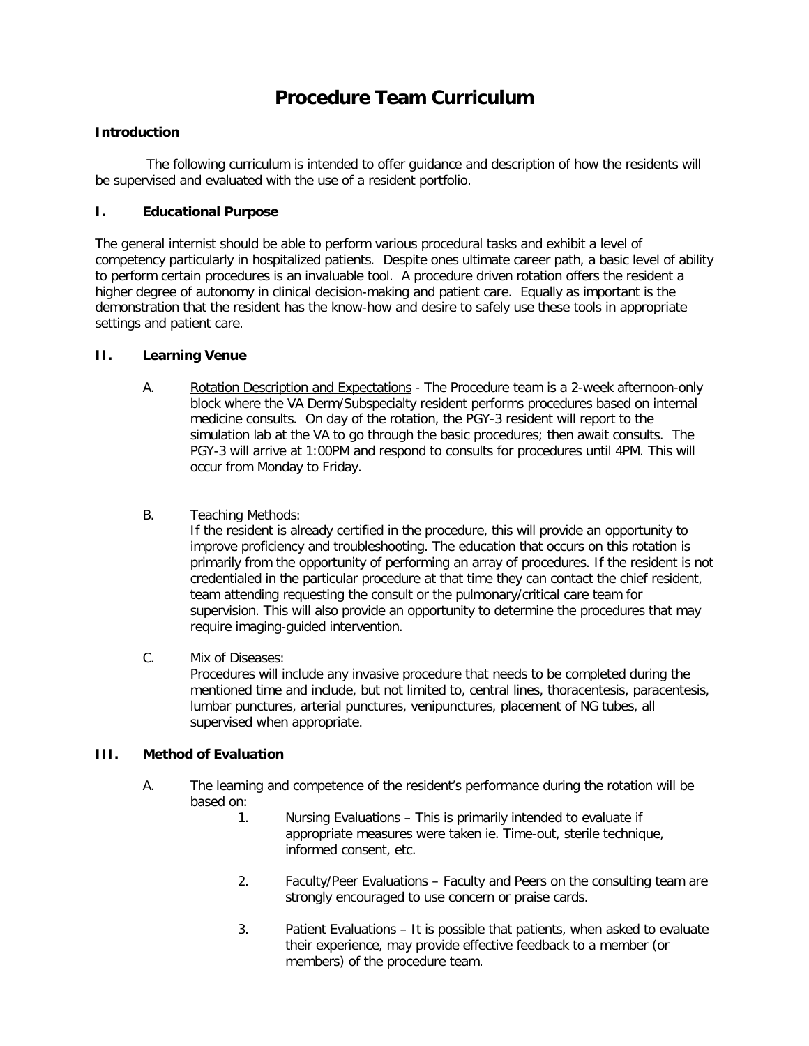# Procedure Team Curriculum

**Introduction**

The following curriculum is intended to offer guidance and description of how the residents will be supervised and evaluated with the use of a resident portfolio.

## I. Educational Purpose

The general internist should be able to perform various procedural tasks and exhibit a level of competency particularly in hospitalized patients. Despite ones ultimate career path, a basic level of ability to perform certain procedures is an invaluable tool. A procedure driven rotation offers the resident a higher degree of autonomy in clinical decision-making and patient care. Equally as important is the demonstration that the resident has the know-how and desire to safely use these tools in appropriate settings and patient care.

## II. Learning Venue

A. <u>Rotation Description and Expectations</u> - The Procedure team is a 2-week afternoon-only block where the VA Derm/Subspecialty resident performs procedures based on internal medicine consults. On day of the rotation, the PGY-3 resident will report to the simulation lab at the VA to go through the basic procedures; then await consults. The PGY-3 will arrive at 1:00PM and respond to consults for procedures until 4PM. This will occur from Monday to Friday.

B. Teaching Methods:
If the resident is already certified in the procedure, this will provide an opportunity to improve proficiency and troubleshooting. The education that occurs on this rotation is primarily from the opportunity of performing an array of procedures. If the resident is not credentialed in the particular procedure at that time they can contact the chief resident, team attending requesting the consult or the pulmonary/critical care team for supervision. This will also provide an opportunity to determine the procedures that may require imaging-guided intervention.

C. Mix of Diseases:
Procedures will include any invasive procedure that needs to be completed during the mentioned time and include, but not limited to, central lines, thoracentesis, paracentesis, lumbar punctures, arterial punctures, venipunctures, placement of NG tubes, all supervised when appropriate.

## III. Method of Evaluation

A. The learning and competence of the resident's performance during the rotation will be based on:

1. Nursing Evaluations – This is primarily intended to evaluate if appropriate measures were taken ie. Time-out, sterile technique, informed consent, etc.

2. Faculty/Peer Evaluations – Faculty and Peers on the consulting team are strongly encouraged to use concern or praise cards.

3. Patient Evaluations – It is possible that patients, when asked to evaluate their experience, may provide effective feedback to a member (or members) of the procedure team.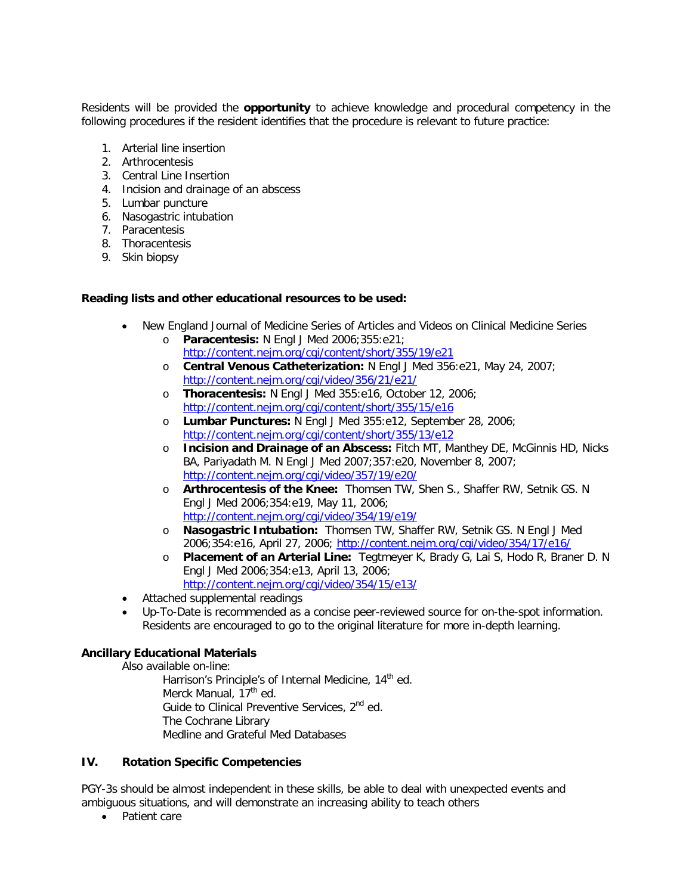Residents will be provided the **opportunity** to achieve knowledge and procedural competency in the following procedures if the resident identifies that the procedure is relevant to future practice:

1. Arterial line insertion
2. Arthrocentesis
3. Central Line Insertion
4. Incision and drainage of an abscess
5. Lumbar puncture
6. Nasogastric intubation
7. Paracentesis
8. Thoracentesis
9. Skin biopsy

**Reading lists and other educational resources to be used:**

- New England Journal of Medicine Series of Articles and Videos on Clinical Medicine Series
  - **Paracentesis:** N Engl J Med 2006;355:e21; http://content.nejm.org/cgi/content/short/355/19/e21
  - **Central Venous Catheterization:** N Engl J Med 356:e21, May 24, 2007; http://content.nejm.org/cgi/video/356/21/e21/
  - **Thoracentesis:** N Engl J Med 355:e16, October 12, 2006; http://content.nejm.org/cgi/content/short/355/15/e16
  - **Lumbar Punctures:** N Engl J Med 355:e12, September 28, 2006; http://content.nejm.org/cgi/content/short/355/13/e12
  - **Incision and Drainage of an Abscess:** Fitch MT, Manthey DE, McGinnis HD, Nicks BA, Pariyadath M. N Engl J Med 2007;357:e20, November 8, 2007; http://content.nejm.org/cgi/video/357/19/e20/
  - **Arthrocentesis of the Knee:** Thomsen TW, Shen S., Shaffer RW, Setnik GS. N Engl J Med 2006;354:e19, May 11, 2006; http://content.nejm.org/cgi/video/354/19/e19/
  - **Nasogastric Intubation:** Thomsen TW, Shaffer RW, Setnik GS. N Engl J Med 2006;354:e16, April 27, 2006; http://content.nejm.org/cgi/video/354/17/e16/
  - **Placement of an Arterial Line:** Tegtmeyer K, Brady G, Lai S, Hodo R, Braner D. N Engl J Med 2006;354:e13, April 13, 2006; http://content.nejm.org/cgi/video/354/15/e13/
- Attached supplemental readings
- Up-To-Date is recommended as a concise peer-reviewed source for on-the-spot information. Residents are encouraged to go to the original literature for more in-depth learning.

**Ancillary Educational Materials**

Also available on-line:

Harrison's Principle's of Internal Medicine, 14th ed.
Merck Manual, 17th ed.
Guide to Clinical Preventive Services, 2nd ed.
The Cochrane Library
Medline and Grateful Med Databases

## IV. Rotation Specific Competencies

PGY-3s should be almost independent in these skills, be able to deal with unexpected events and ambiguous situations, and will demonstrate an increasing ability to teach others

- Patient care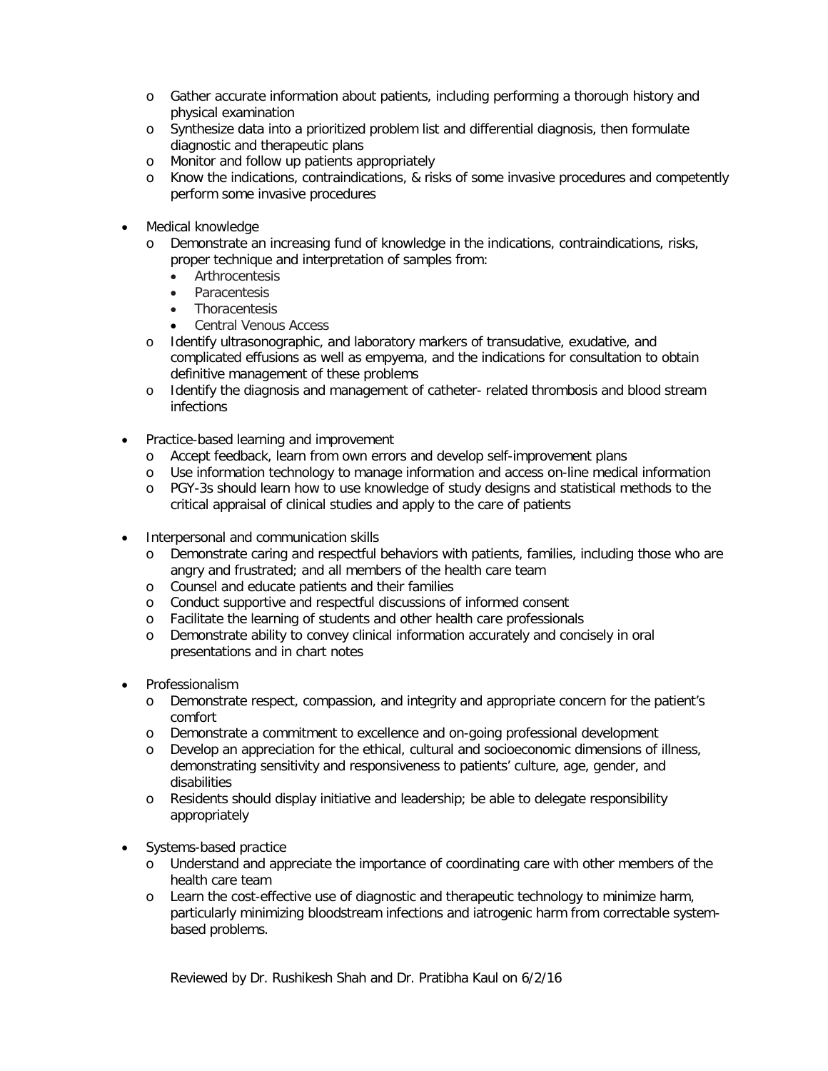- Gather accurate information about patients, including performing a thorough history and physical examination
  - Synthesize data into a prioritized problem list and differential diagnosis, then formulate diagnostic and therapeutic plans
  - Monitor and follow up patients appropriately
  - Know the indications, contraindications, & risks of some invasive procedures and competently perform some invasive procedures

- Medical knowledge
  - Demonstrate an increasing fund of knowledge in the indications, contraindications, risks, proper technique and interpretation of samples from:
    - Arthrocentesis
    - Paracentesis
    - Thoracentesis
    - Central Venous Access
  - Identify ultrasonographic, and laboratory markers of transudative, exudative, and complicated effusions as well as empyema, and the indications for consultation to obtain definitive management of these problems
  - Identify the diagnosis and management of catheter- related thrombosis and blood stream infections

- Practice-based learning and improvement
  - Accept feedback, learn from own errors and develop self-improvement plans
  - Use information technology to manage information and access on-line medical information
  - PGY-3s should learn how to use knowledge of study designs and statistical methods to the critical appraisal of clinical studies and apply to the care of patients

- Interpersonal and communication skills
  - Demonstrate caring and respectful behaviors with patients, families, including those who are angry and frustrated; and all members of the health care team
  - Counsel and educate patients and their families
  - Conduct supportive and respectful discussions of informed consent
  - Facilitate the learning of students and other health care professionals
  - Demonstrate ability to convey clinical information accurately and concisely in oral presentations and in chart notes

- Professionalism
  - Demonstrate respect, compassion, and integrity and appropriate concern for the patient's comfort
  - Demonstrate a commitment to excellence and on-going professional development
  - Develop an appreciation for the ethical, cultural and socioeconomic dimensions of illness, demonstrating sensitivity and responsiveness to patients' culture, age, gender, and disabilities
  - Residents should display initiative and leadership; be able to delegate responsibility appropriately

- Systems-based practice
  - Understand and appreciate the importance of coordinating care with other members of the health care team
  - Learn the cost-effective use of diagnostic and therapeutic technology to minimize harm, particularly minimizing bloodstream infections and iatrogenic harm from correctable system-based problems.

Reviewed by Dr. Rushikesh Shah and Dr. Pratibha Kaul on 6/2/16